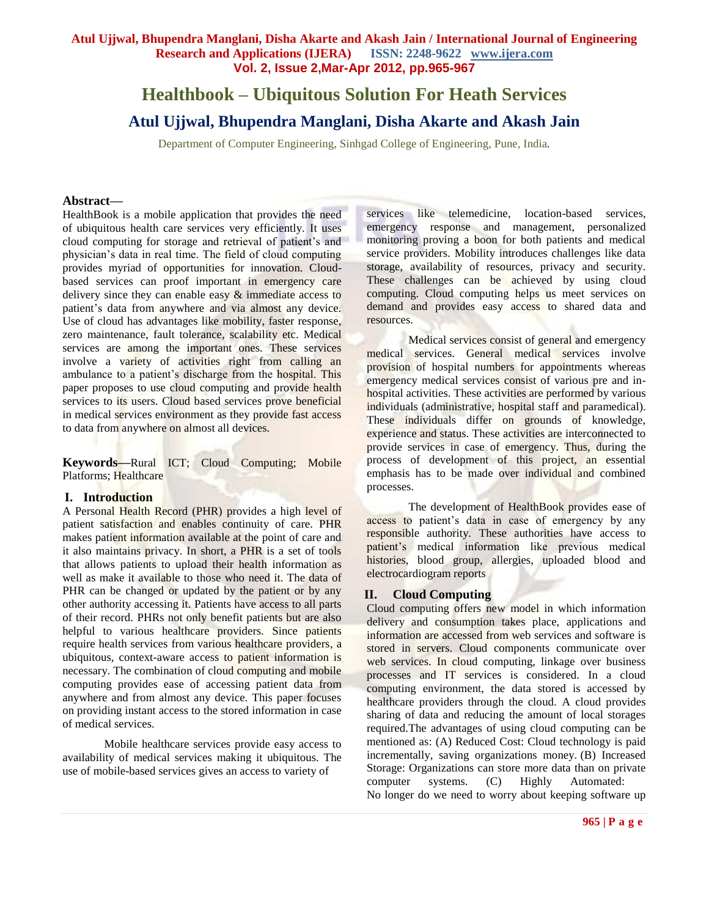# Healthbook – Ubiquitous Solution For Heath Services

## Atul Ujjwal, Bhupendra Manglani, Disha Akarte and Akash Jain

Department of Computer Engineering, Sinhgad College of Engineering, Pune, India.

**Abstract—**
HealthBook is a mobile application that provides the need of ubiquitous health care services very efficiently. It uses cloud computing for storage and retrieval of patient's and physician's data in real time. The field of cloud computing provides myriad of opportunities for innovation. Cloud-based services can proof important in emergency care delivery since they can enable easy & immediate access to patient's data from anywhere and via almost any device. Use of cloud has advantages like mobility, faster response, zero maintenance, fault tolerance, scalability etc. Medical services are among the important ones. These services involve a variety of activities right from calling an ambulance to a patient's discharge from the hospital. This paper proposes to use cloud computing and provide health services to its users. Cloud based services prove beneficial in medical services environment as they provide fast access to data from anywhere on almost all devices.

**Keywords—**Rural ICT; Cloud Computing; Mobile Platforms; Healthcare

## I. Introduction

A Personal Health Record (PHR) provides a high level of patient satisfaction and enables continuity of care. PHR makes patient information available at the point of care and it also maintains privacy. In short, a PHR is a set of tools that allows patients to upload their health information as well as make it available to those who need it. The data of PHR can be changed or updated by the patient or by any other authority accessing it. Patients have access to all parts of their record. PHRs not only benefit patients but are also helpful to various healthcare providers. Since patients require health services from various healthcare providers, a ubiquitous, context-aware access to patient information is necessary. The combination of cloud computing and mobile computing provides ease of accessing patient data from anywhere and from almost any device. This paper focuses on providing instant access to the stored information in case of medical services.

Mobile healthcare services provide easy access to availability of medical services making it ubiquitous. The use of mobile-based services gives an access to variety of services like telemedicine, location-based services, emergency response and management, personalized monitoring proving a boon for both patients and medical service providers. Mobility introduces challenges like data storage, availability of resources, privacy and security. These challenges can be achieved by using cloud computing. Cloud computing helps us meet services on demand and provides easy access to shared data and resources.

Medical services consist of general and emergency medical services. General medical services involve provision of hospital numbers for appointments whereas emergency medical services consist of various pre and in-hospital activities. These activities are performed by various individuals (administrative, hospital staff and paramedical). These individuals differ on grounds of knowledge, experience and status. These activities are interconnected to provide services in case of emergency. Thus, during the process of development of this project, an essential emphasis has to be made over individual and combined processes.

The development of HealthBook provides ease of access to patient's data in case of emergency by any responsible authority. These authorities have access to patient's medical information like previous medical histories, blood group, allergies, uploaded blood and electrocardiogram reports

## II. Cloud Computing

Cloud computing offers new model in which information delivery and consumption takes place, applications and information are accessed from web services and software is stored in servers. Cloud components communicate over web services. In cloud computing, linkage over business processes and IT services is considered. In a cloud computing environment, the data stored is accessed by healthcare providers through the cloud. A cloud provides sharing of data and reducing the amount of local storages required.The advantages of using cloud computing can be mentioned as: (A) Reduced Cost: Cloud technology is paid incrementally, saving organizations money. (B) Increased Storage: Organizations can store more data than on private computer systems. (C) Highly Automated: No longer do we need to worry about keeping software up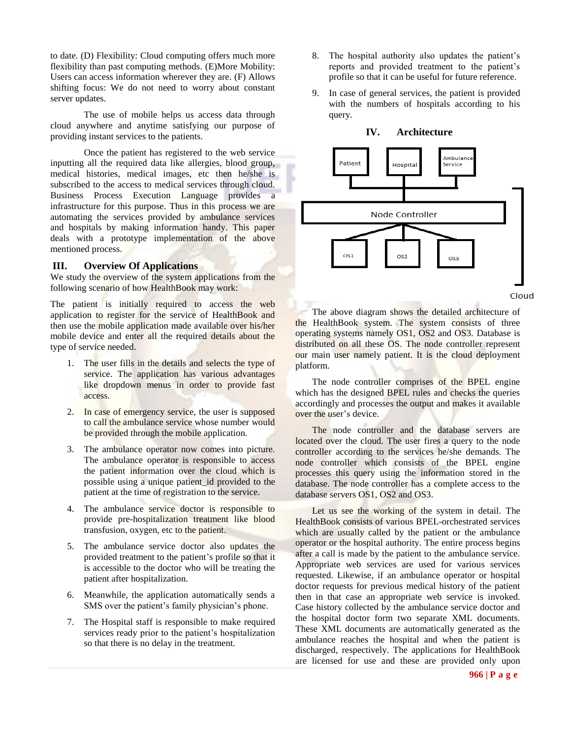to date. (D) Flexibility: Cloud computing offers much more flexibility than past computing methods. (E)More Mobility: Users can access information wherever they are. (F) Allows shifting focus: We do not need to worry about constant server updates.

The use of mobile helps us access data through cloud anywhere and anytime satisfying our purpose of providing instant services to the patients.

Once the patient has registered to the web service inputting all the required data like allergies, blood group, medical histories, medical images, etc then he/she is subscribed to the access to medical services through cloud. Business Process Execution Language provides a infrastructure for this purpose. Thus in this process we are automating the services provided by ambulance services and hospitals by making information handy. This paper deals with a prototype implementation of the above mentioned process.

## III. Overview Of Applications

We study the overview of the system applications from the following scenario of how HealthBook may work:

The patient is initially required to access the web application to register for the service of HealthBook and then use the mobile application made available over his/her mobile device and enter all the required details about the type of service needed.

1. The user fills in the details and selects the type of service. The application has various advantages like dropdown menus in order to provide fast access.
2. In case of emergency service, the user is supposed to call the ambulance service whose number would be provided through the mobile application.
3. The ambulance operator now comes into picture. The ambulance operator is responsible to access the patient information over the cloud which is possible using a unique patient_id provided to the patient at the time of registration to the service.
4. The ambulance service doctor is responsible to provide pre-hospitalization treatment like blood transfusion, oxygen, etc to the patient.
5. The ambulance service doctor also updates the provided treatment to the patient's profile so that it is accessible to the doctor who will be treating the patient after hospitalization.
6. Meanwhile, the application automatically sends a SMS over the patient's family physician's phone.
7. The Hospital staff is responsible to make required services ready prior to the patient's hospitalization so that there is no delay in the treatment.
8. The hospital authority also updates the patient's reports and provided treatment to the patient's profile so that it can be useful for future reference.
9. In case of general services, the patient is provided with the numbers of hospitals according to his query.

## IV. Architecture

Patient | Hospital | Ambulance Service

Node Controller

OS1 | OS2 | OS3

Cloud

The above diagram shows the detailed architecture of the HealthBook system. The system consists of three operating systems namely OS1, OS2 and OS3. Database is distributed on all these OS. The node controller represent our main user namely patient. It is the cloud deployment platform.

The node controller comprises of the BPEL engine which has the designed BPEL rules and checks the queries accordingly and processes the output and makes it available over the user's device.

The node controller and the database servers are located over the cloud. The user fires a query to the node controller according to the services he/she demands. The node controller which consists of the BPEL engine processes this query using the information stored in the database. The node controller has a complete access to the database servers OS1, OS2 and OS3.

Let us see the working of the system in detail. The HealthBook consists of various BPEL-orchestrated services which are usually called by the patient or the ambulance operator or the hospital authority. The entire process begins after a call is made by the patient to the ambulance service. Appropriate web services are used for various services requested. Likewise, if an ambulance operator or hospital doctor requests for previous medical history of the patient then in that case an appropriate web service is invoked. Case history collected by the ambulance service doctor and the hospital doctor form two separate XML documents. These XML documents are automatically generated as the ambulance reaches the hospital and when the patient is discharged, respectively. The applications for HealthBook are licensed for use and these are provided only upon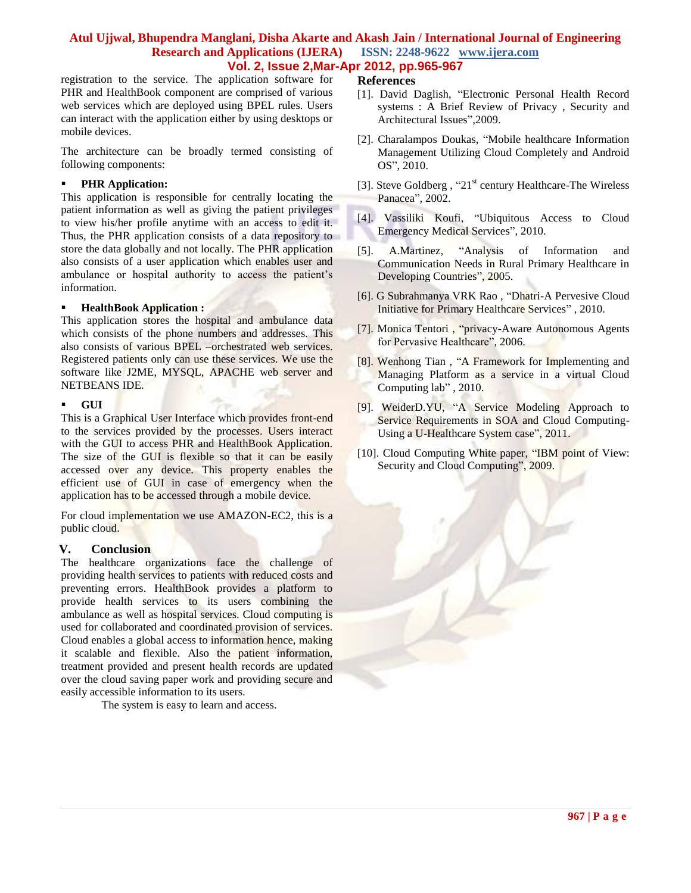registration to the service. The application software for PHR and HealthBook component are comprised of various web services which are deployed using BPEL rules. Users can interact with the application either by using desktops or mobile devices.

The architecture can be broadly termed consisting of following components:

- **PHR Application:**

This application is responsible for centrally locating the patient information as well as giving the patient privileges to view his/her profile anytime with an access to edit it. Thus, the PHR application consists of a data repository to store the data globally and not locally. The PHR application also consists of a user application which enables user and ambulance or hospital authority to access the patient's information.

- **HealthBook Application :**

This application stores the hospital and ambulance data which consists of the phone numbers and addresses. This also consists of various BPEL –orchestrated web services. Registered patients only can use these services. We use the software like J2ME, MYSQL, APACHE web server and NETBEANS IDE.

- **GUI**

This is a Graphical User Interface which provides front-end to the services provided by the processes. Users interact with the GUI to access PHR and HealthBook Application. The size of the GUI is flexible so that it can be easily accessed over any device. This property enables the efficient use of GUI in case of emergency when the application has to be accessed through a mobile device.

For cloud implementation we use AMAZON-EC2, this is a public cloud.

## V. Conclusion

The healthcare organizations face the challenge of providing health services to patients with reduced costs and preventing errors. HealthBook provides a platform to provide health services to its users combining the ambulance as well as hospital services. Cloud computing is used for collaborated and coordinated provision of services. Cloud enables a global access to information hence, making it scalable and flexible. Also the patient information, treatment provided and present health records are updated over the cloud saving paper work and providing secure and easily accessible information to its users.

The system is easy to learn and access.

## References

[1]. David Daglish, "Electronic Personal Health Record systems : A Brief Review of Privacy , Security and Architectural Issues",2009.

[2]. Charalampos Doukas, "Mobile healthcare Information Management Utilizing Cloud Completely and Android OS", 2010.

[3]. Steve Goldberg , "21st century Healthcare-The Wireless Panacea", 2002.

[4]. Vassiliki Koufi, "Ubiquitous Access to Cloud Emergency Medical Services", 2010.

[5]. A.Martinez, "Analysis of Information and Communication Needs in Rural Primary Healthcare in Developing Countries", 2005.

[6]. G Subrahmanya VRK Rao , "Dhatri-A Pervesive Cloud Initiative for Primary Healthcare Services" , 2010.

[7]. Monica Tentori , "privacy-Aware Autonomous Agents for Pervasive Healthcare", 2006.

[8]. Wenhong Tian , "A Framework for Implementing and Managing Platform as a service in a virtual Cloud Computing lab" , 2010.

[9]. WeiderD.YU, "A Service Modeling Approach to Service Requirements in SOA and Cloud Computing-Using a U-Healthcare System case", 2011.

[10]. Cloud Computing White paper, "IBM point of View: Security and Cloud Computing", 2009.